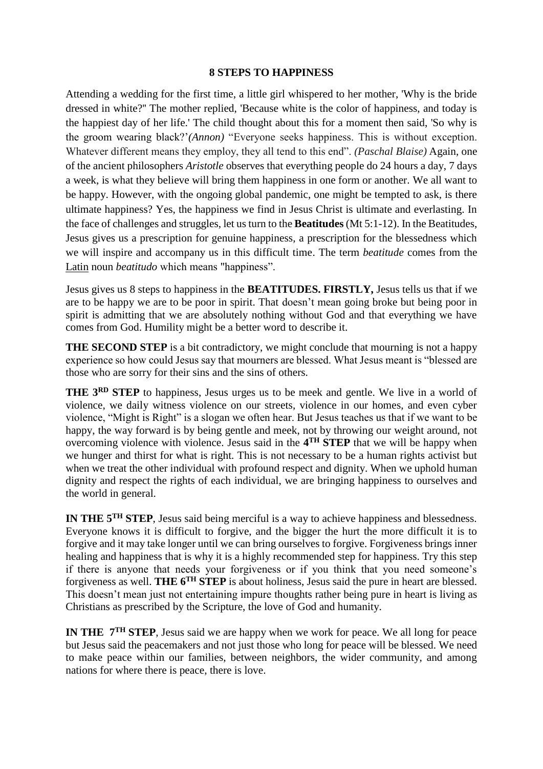# 8 STEPS TO HAPPINESS

Attending a wedding for the first time, a little girl whispered to her mother, 'Why is the bride dressed in white?'' The mother replied, 'Because white is the color of happiness, and today is the happiest day of her life.' The child thought about this for a moment then said, 'So why is the groom wearing black?'*(Annon)* "Everyone seeks happiness. This is without exception. Whatever different means they employ, they all tend to this end". *(Paschal Blaise)* Again, one of the ancient philosophers *Aristotle* observes that everything people do 24 hours a day, 7 days a week, is what they believe will bring them happiness in one form or another. We all want to be happy. However, with the ongoing global pandemic, one might be tempted to ask, is there ultimate happiness? Yes, the happiness we find in Jesus Christ is ultimate and everlasting. In the face of challenges and struggles, let us turn to the **Beatitudes** (Mt 5:1-12). In the Beatitudes, Jesus gives us a prescription for genuine happiness, a prescription for the blessedness which we will inspire and accompany us in this difficult time. The term *beatitude* comes from the Latin noun *beatitudo* which means "happiness".

Jesus gives us 8 steps to happiness in the **BEATITUDES. FIRSTLY,** Jesus tells us that if we are to be happy we are to be poor in spirit. That doesn't mean going broke but being poor in spirit is admitting that we are absolutely nothing without God and that everything we have comes from God. Humility might be a better word to describe it.

**THE SECOND STEP** is a bit contradictory, we might conclude that mourning is not a happy experience so how could Jesus say that mourners are blessed. What Jesus meant is "blessed are those who are sorry for their sins and the sins of others.

**THE 3RD STEP** to happiness, Jesus urges us to be meek and gentle. We live in a world of violence, we daily witness violence on our streets, violence in our homes, and even cyber violence, "Might is Right" is a slogan we often hear. But Jesus teaches us that if we want to be happy, the way forward is by being gentle and meek, not by throwing our weight around, not overcoming violence with violence. Jesus said in the **4TH STEP** that we will be happy when we hunger and thirst for what is right. This is not necessary to be a human rights activist but when we treat the other individual with profound respect and dignity. When we uphold human dignity and respect the rights of each individual, we are bringing happiness to ourselves and the world in general.

**IN THE 5TH STEP**, Jesus said being merciful is a way to achieve happiness and blessedness. Everyone knows it is difficult to forgive, and the bigger the hurt the more difficult it is to forgive and it may take longer until we can bring ourselves to forgive. Forgiveness brings inner healing and happiness that is why it is a highly recommended step for happiness. Try this step if there is anyone that needs your forgiveness or if you think that you need someone's forgiveness as well. **THE 6TH STEP** is about holiness, Jesus said the pure in heart are blessed. This doesn't mean just not entertaining impure thoughts rather being pure in heart is living as Christians as prescribed by the Scripture, the love of God and humanity.

**IN THE 7TH STEP**, Jesus said we are happy when we work for peace. We all long for peace but Jesus said the peacemakers and not just those who long for peace will be blessed. We need to make peace within our families, between neighbors, the wider community, and among nations for where there is peace, there is love.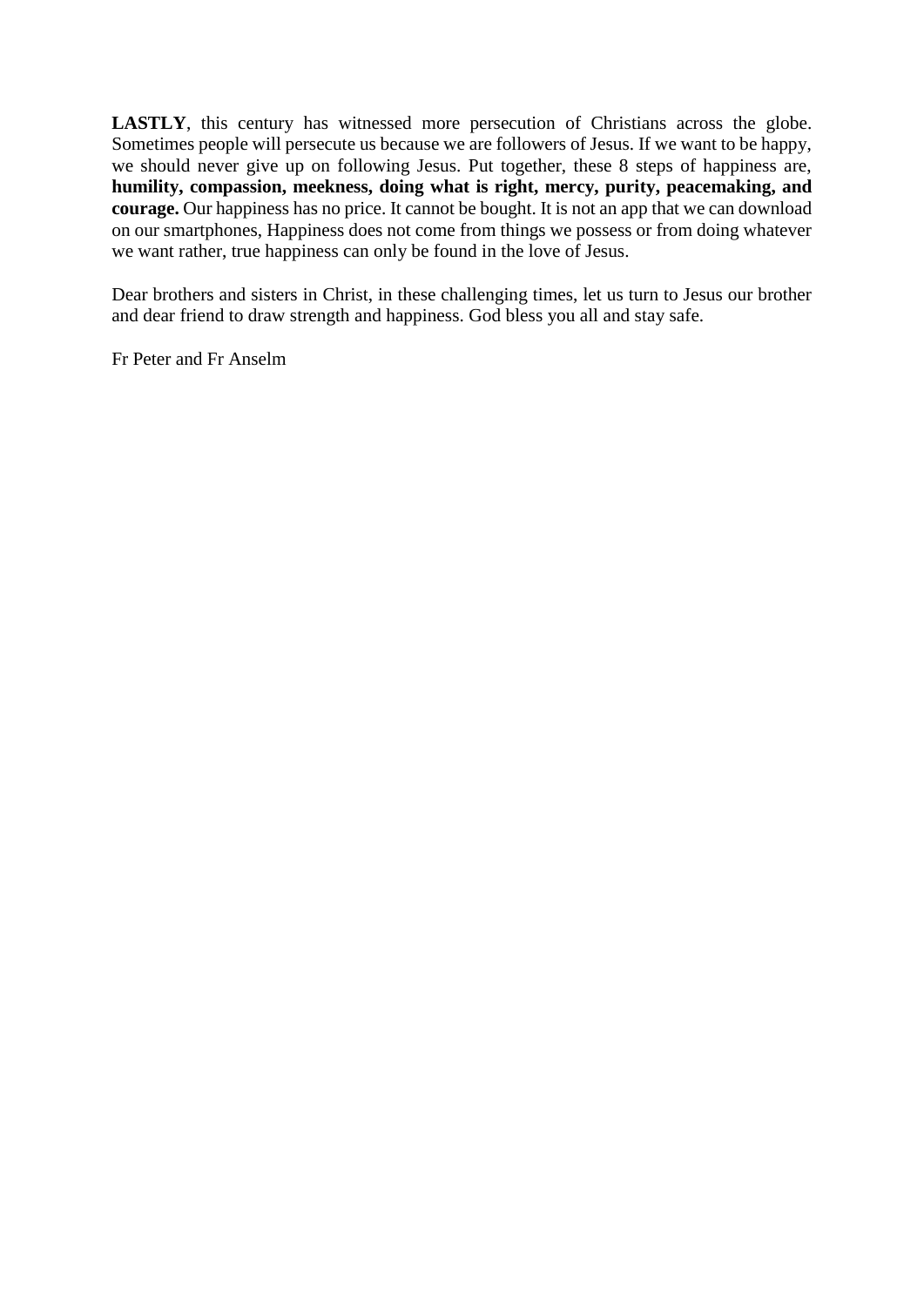**LASTLY**, this century has witnessed more persecution of Christians across the globe. Sometimes people will persecute us because we are followers of Jesus. If we want to be happy, we should never give up on following Jesus. Put together, these 8 steps of happiness are, **humility, compassion, meekness, doing what is right, mercy, purity, peacemaking, and courage.** Our happiness has no price. It cannot be bought. It is not an app that we can download on our smartphones, Happiness does not come from things we possess or from doing whatever we want rather, true happiness can only be found in the love of Jesus.

Dear brothers and sisters in Christ, in these challenging times, let us turn to Jesus our brother and dear friend to draw strength and happiness. God bless you all and stay safe.

Fr Peter and Fr Anselm